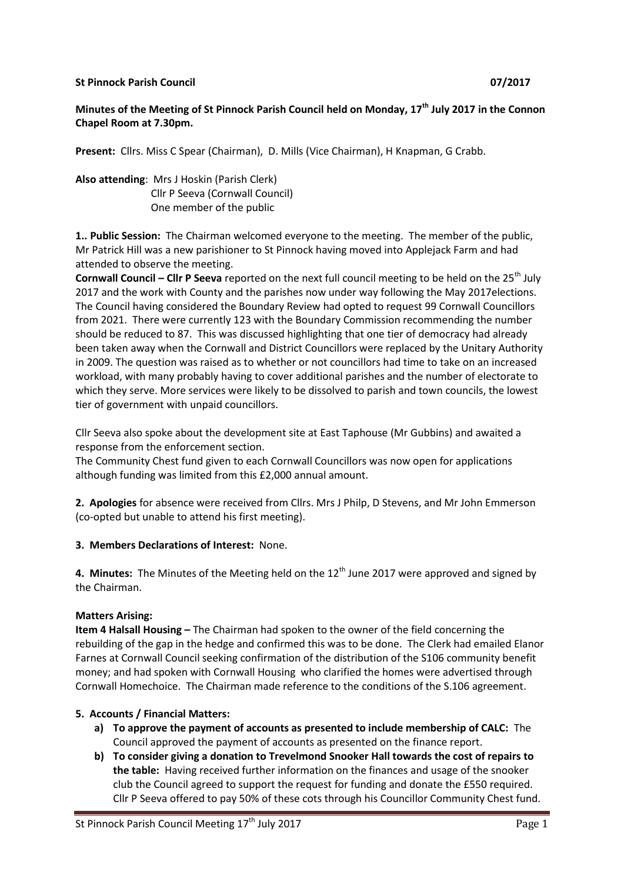**St Pinnock Parish Council 07/2017**

**Minutes of the Meeting of St Pinnock Parish Council held on Monday, 17th July 2017 in the Connon Chapel Room at 7.30pm.**

**Present:** Cllrs. Miss C Spear (Chairman), D. Mills (Vice Chairman), H Knapman, G Crabb.

**Also attending**: Mrs J Hoskin (Parish Clerk)
Cllr P Seeva (Cornwall Council)
One member of the public

**1.. Public Session:** The Chairman welcomed everyone to the meeting. The member of the public, Mr Patrick Hill was a new parishioner to St Pinnock having moved into Applejack Farm and had attended to observe the meeting.

**Cornwall Council – Cllr P Seeva** reported on the next full council meeting to be held on the 25th July 2017 and the work with County and the parishes now under way following the May 2017elections. The Council having considered the Boundary Review had opted to request 99 Cornwall Councillors from 2021. There were currently 123 with the Boundary Commission recommending the number should be reduced to 87. This was discussed highlighting that one tier of democracy had already been taken away when the Cornwall and District Councillors were replaced by the Unitary Authority in 2009. The question was raised as to whether or not councillors had time to take on an increased workload, with many probably having to cover additional parishes and the number of electorate to which they serve. More services were likely to be dissolved to parish and town councils, the lowest tier of government with unpaid councillors.

Cllr Seeva also spoke about the development site at East Taphouse (Mr Gubbins) and awaited a response from the enforcement section.

The Community Chest fund given to each Cornwall Councillors was now open for applications although funding was limited from this £2,000 annual amount.

**2. Apologies** for absence were received from Cllrs. Mrs J Philp, D Stevens, and Mr John Emmerson (co-opted but unable to attend his first meeting).

**3. Members Declarations of Interest:** None.

**4. Minutes:** The Minutes of the Meeting held on the 12th June 2017 were approved and signed by the Chairman.

**Matters Arising:**

**Item 4 Halsall Housing –** The Chairman had spoken to the owner of the field concerning the rebuilding of the gap in the hedge and confirmed this was to be done. The Clerk had emailed Elanor Farnes at Cornwall Council seeking confirmation of the distribution of the S106 community benefit money; and had spoken with Cornwall Housing who clarified the homes were advertised through Cornwall Homechoice. The Chairman made reference to the conditions of the S.106 agreement.

**5. Accounts / Financial Matters:**

a) **To approve the payment of accounts as presented to include membership of CALC:** The Council approved the payment of accounts as presented on the finance report.
b) **To consider giving a donation to Trevelmond Snooker Hall towards the cost of repairs to the table:** Having received further information on the finances and usage of the snooker club the Council agreed to support the request for funding and donate the £550 required. Cllr P Seeva offered to pay 50% of these cots through his Councillor Community Chest fund.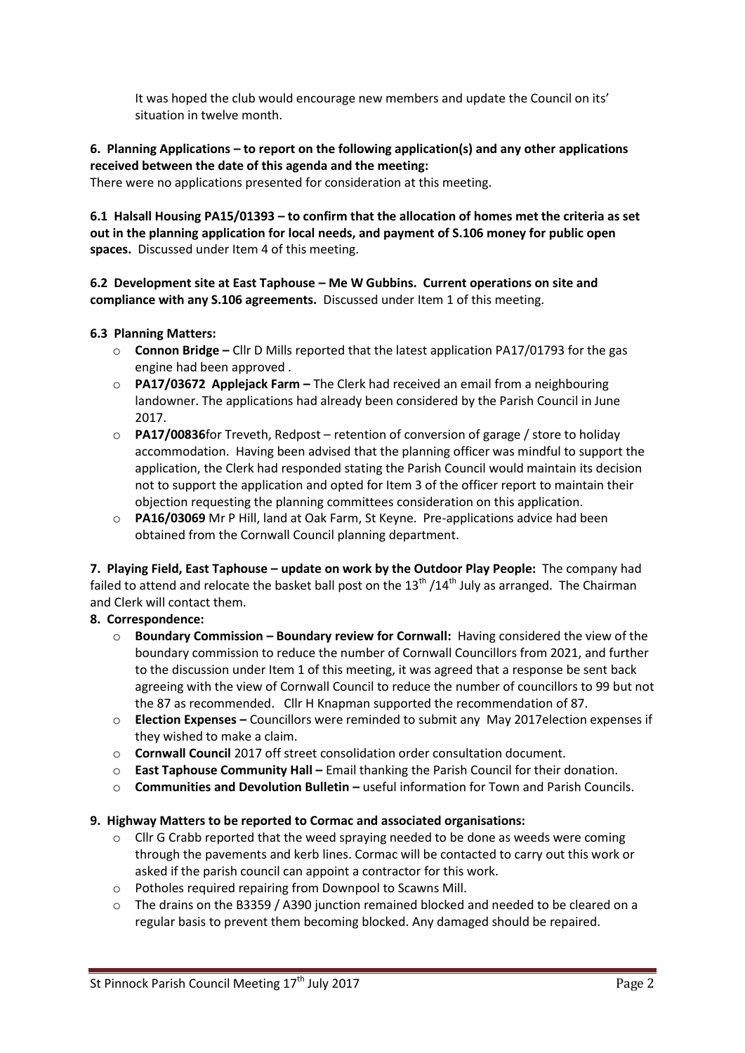It was hoped the club would encourage new members and update the Council on its' situation in twelve month.

**6. Planning Applications – to report on the following application(s) and any other applications received between the date of this agenda and the meeting:**

There were no applications presented for consideration at this meeting.

**6.1 Halsall Housing PA15/01393 – to confirm that the allocation of homes met the criteria as set out in the planning application for local needs, and payment of S.106 money for public open spaces.** Discussed under Item 4 of this meeting.

**6.2 Development site at East Taphouse – Me W Gubbins. Current operations on site and compliance with any S.106 agreements.** Discussed under Item 1 of this meeting.

**6.3 Planning Matters:**

- **Connon Bridge –** Cllr D Mills reported that the latest application PA17/01793 for the gas engine had been approved .
- **PA17/03672 Applejack Farm –** The Clerk had received an email from a neighbouring landowner. The applications had already been considered by the Parish Council in June 2017.
- **PA17/00836**for Treveth, Redpost – retention of conversion of garage / store to holiday accommodation. Having been advised that the planning officer was mindful to support the application, the Clerk had responded stating the Parish Council would maintain its decision not to support the application and opted for Item 3 of the officer report to maintain their objection requesting the planning committees consideration on this application.
- **PA16/03069** Mr P Hill, land at Oak Farm, St Keyne. Pre-applications advice had been obtained from the Cornwall Council planning department.

**7. Playing Field, East Taphouse – update on work by the Outdoor Play People:** The company had failed to attend and relocate the basket ball post on the 13th /14th July as arranged. The Chairman and Clerk will contact them.

**8. Correspondence:**

- **Boundary Commission – Boundary review for Cornwall:** Having considered the view of the boundary commission to reduce the number of Cornwall Councillors from 2021, and further to the discussion under Item 1 of this meeting, it was agreed that a response be sent back agreeing with the view of Cornwall Council to reduce the number of councillors to 99 but not the 87 as recommended. Cllr H Knapman supported the recommendation of 87.
- **Election Expenses –** Councillors were reminded to submit any May 2017election expenses if they wished to make a claim.
- **Cornwall Council** 2017 off street consolidation order consultation document.
- **East Taphouse Community Hall –** Email thanking the Parish Council for their donation.
- **Communities and Devolution Bulletin –** useful information for Town and Parish Councils.

**9. Highway Matters to be reported to Cormac and associated organisations:**

- Cllr G Crabb reported that the weed spraying needed to be done as weeds were coming through the pavements and kerb lines. Cormac will be contacted to carry out this work or asked if the parish council can appoint a contractor for this work.
- Potholes required repairing from Downpool to Scawns Mill.
- The drains on the B3359 / A390 junction remained blocked and needed to be cleared on a regular basis to prevent them becoming blocked. Any damaged should be repaired.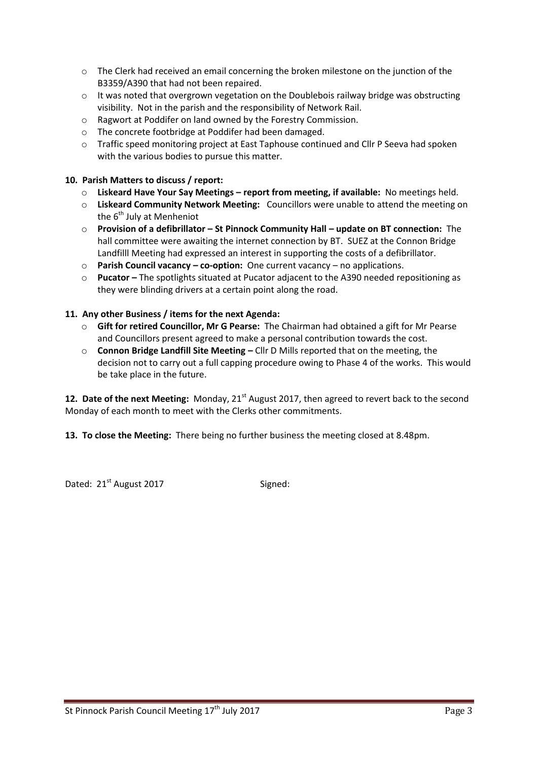- The Clerk had received an email concerning the broken milestone on the junction of the B3359/A390 that had not been repaired.
- It was noted that overgrown vegetation on the Doublebois railway bridge was obstructing visibility. Not in the parish and the responsibility of Network Rail.
- Ragwort at Poddifer on land owned by the Forestry Commission.
- The concrete footbridge at Poddifer had been damaged.
- Traffic speed monitoring project at East Taphouse continued and Cllr P Seeva had spoken with the various bodies to pursue this matter.

**10. Parish Matters to discuss / report:**

- **Liskeard Have Your Say Meetings – report from meeting, if available:** No meetings held.
- **Liskeard Community Network Meeting:** Councillors were unable to attend the meeting on the 6th July at Menheniot
- **Provision of a defibrillator – St Pinnock Community Hall – update on BT connection:** The hall committee were awaiting the internet connection by BT. SUEZ at the Connon Bridge Landfilll Meeting had expressed an interest in supporting the costs of a defibrillator.
- **Parish Council vacancy – co-option:** One current vacancy – no applications.
- **Pucator –** The spotlights situated at Pucator adjacent to the A390 needed repositioning as they were blinding drivers at a certain point along the road.

**11. Any other Business / items for the next Agenda:**

- **Gift for retired Councillor, Mr G Pearse:** The Chairman had obtained a gift for Mr Pearse and Councillors present agreed to make a personal contribution towards the cost.
- **Connon Bridge Landfill Site Meeting –** Cllr D Mills reported that on the meeting, the decision not to carry out a full capping procedure owing to Phase 4 of the works. This would be take place in the future.

**12. Date of the next Meeting:** Monday, 21st August 2017, then agreed to revert back to the second Monday of each month to meet with the Clerks other commitments.

**13. To close the Meeting:** There being no further business the meeting closed at 8.48pm.

Dated: 21st August 2017 Signed: